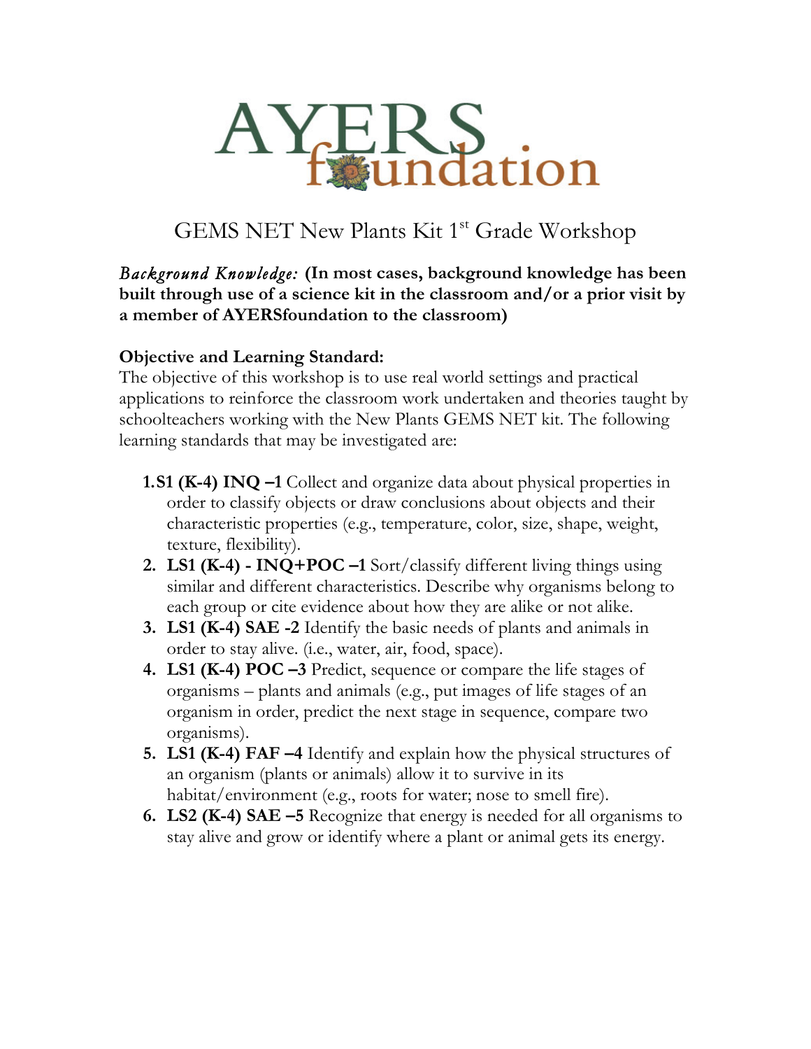# AYERS foundation

## GEMS NET New Plants Kit 1st Grade Workshop

***Background Knowledge:*** **(In most cases, background knowledge has been built through use of a science kit in the classroom and/or a prior visit by a member of AYERSfoundation to the classroom)**

**Objective and Learning Standard:**
The objective of this workshop is to use real world settings and practical applications to reinforce the classroom work undertaken and theories taught by schoolteachers working with the New Plants GEMS NET kit. The following learning standards that may be investigated are:

1. **S1 (K-4) INQ –1** Collect and organize data about physical properties in order to classify objects or draw conclusions about objects and their characteristic properties (e.g., temperature, color, size, shape, weight, texture, flexibility).
2. **LS1 (K-4) - INQ+POC –1** Sort/classify different living things using similar and different characteristics. Describe why organisms belong to each group or cite evidence about how they are alike or not alike.
3. **LS1 (K-4) SAE -2** Identify the basic needs of plants and animals in order to stay alive. (i.e., water, air, food, space).
4. **LS1 (K-4) POC –3** Predict, sequence or compare the life stages of organisms – plants and animals (e.g., put images of life stages of an organism in order, predict the next stage in sequence, compare two organisms).
5. **LS1 (K-4) FAF –4** Identify and explain how the physical structures of an organism (plants or animals) allow it to survive in its habitat/environment (e.g., roots for water; nose to smell fire).
6. **LS2 (K-4) SAE –5** Recognize that energy is needed for all organisms to stay alive and grow or identify where a plant or animal gets its energy.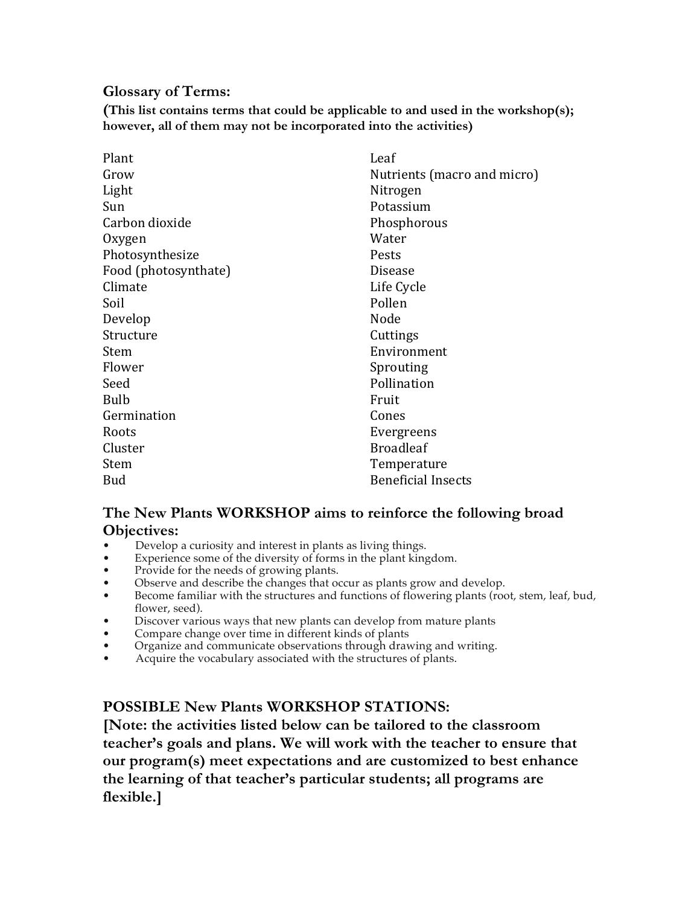**Glossary of Terms:**

**(This list contains terms that could be applicable to and used in the workshop(s); however, all of them may not be incorporated into the activities)**

Plant
Grow
Light
Sun
Carbon dioxide
Oxygen
Photosynthesize
Food (photosynthate)
Climate
Soil
Develop
Structure
Stem
Flower
Seed
Bulb
Germination
Roots
Cluster
Stem
Bud
Leaf
Nutrients (macro and micro)
Nitrogen
Potassium
Phosphorous
Water
Pests
Disease
Life Cycle
Pollen
Node
Cuttings
Environment
Sprouting
Pollination
Fruit
Cones
Evergreens
Broadleaf
Temperature
Beneficial Insects

## The New Plants WORKSHOP aims to reinforce the following broad Objectives:

- Develop a curiosity and interest in plants as living things.
- Experience some of the diversity of forms in the plant kingdom.
- Provide for the needs of growing plants.
- Observe and describe the changes that occur as plants grow and develop.
- Become familiar with the structures and functions of flowering plants (root, stem, leaf, bud, flower, seed).
- Discover various ways that new plants can develop from mature plants
- Compare change over time in different kinds of plants
- Organize and communicate observations through drawing and writing.
- Acquire the vocabulary associated with the structures of plants.

## POSSIBLE New Plants WORKSHOP STATIONS:

**[Note: the activities listed below can be tailored to the classroom teacher's goals and plans. We will work with the teacher to ensure that our program(s) meet expectations and are customized to best enhance the learning of that teacher's particular students; all programs are flexible.]**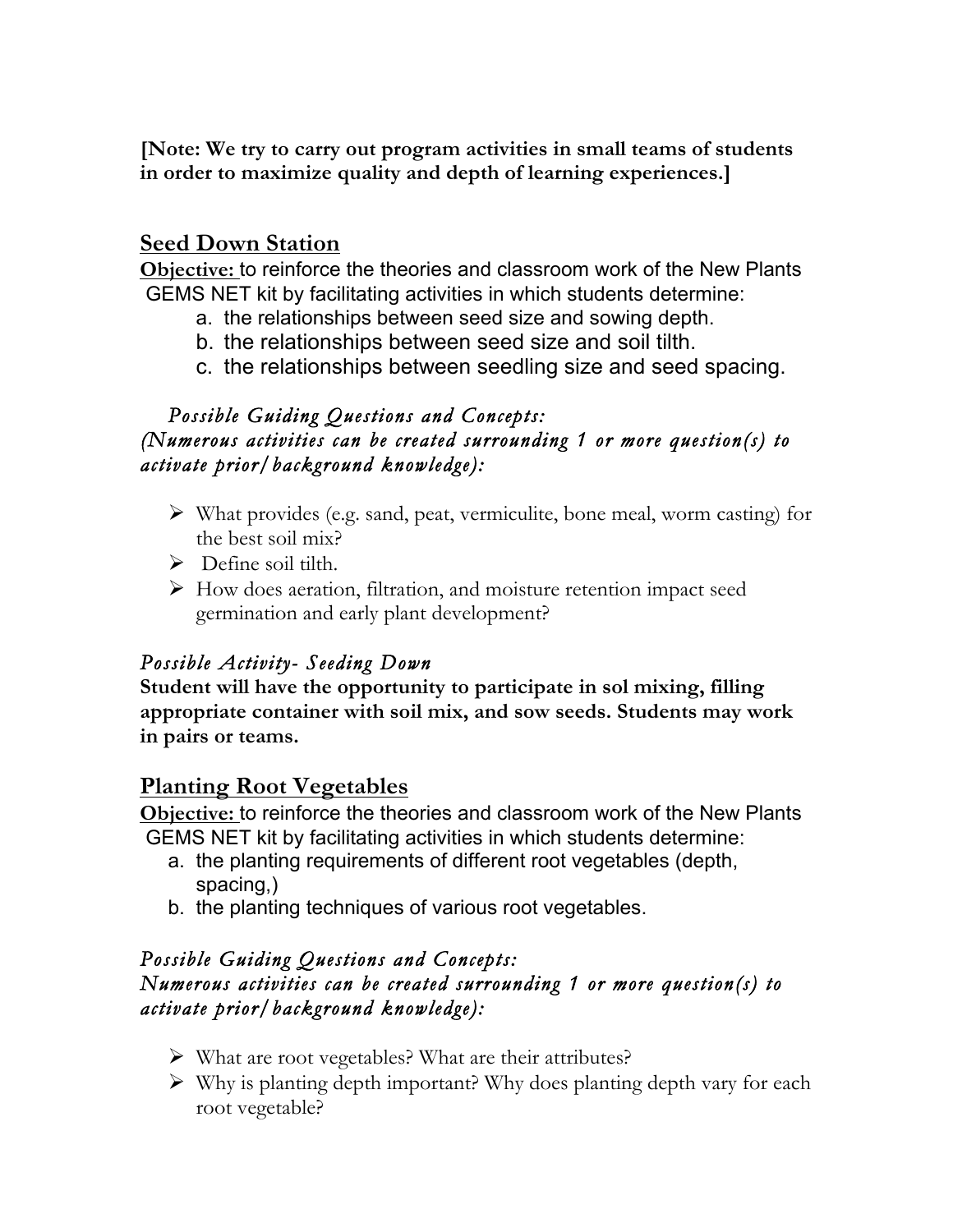**[Note: We try to carry out program activities in small teams of students in order to maximize quality and depth of learning experiences.]**

## Seed Down Station

**Objective:** to reinforce the theories and classroom work of the New Plants GEMS NET kit by facilitating activities in which students determine:

a. the relationships between seed size and sowing depth.
b. the relationships between seed size and soil tilth.
c. the relationships between seedling size and seed spacing.

*Possible Guiding Questions and Concepts:*
*(Numerous activities can be created surrounding 1 or more question(s) to activate prior/background knowledge):*

- What provides (e.g. sand, peat, vermiculite, bone meal, worm casting) for the best soil mix?
- Define soil tilth.
- How does aeration, filtration, and moisture retention impact seed germination and early plant development?

*Possible Activity- Seeding Down*
**Student will have the opportunity to participate in sol mixing, filling appropriate container with soil mix, and sow seeds. Students may work in pairs or teams.**

## Planting Root Vegetables

**Objective:** to reinforce the theories and classroom work of the New Plants GEMS NET kit by facilitating activities in which students determine:

a. the planting requirements of different root vegetables (depth, spacing,)
b. the planting techniques of various root vegetables.

*Possible Guiding Questions and Concepts:*
*Numerous activities can be created surrounding 1 or more question(s) to activate prior/background knowledge):*

- What are root vegetables? What are their attributes?
- Why is planting depth important? Why does planting depth vary for each root vegetable?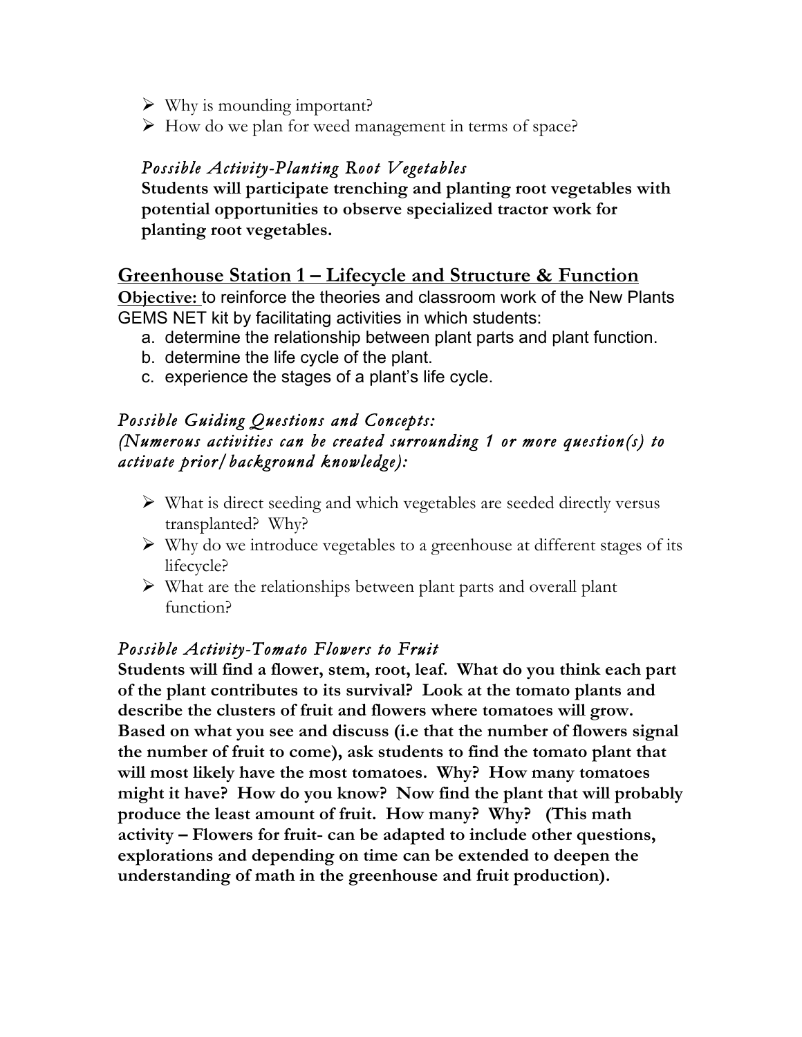- Why is mounding important?
- How do we plan for weed management in terms of space?

*Possible Activity-Planting Root Vegetables*

**Students will participate trenching and planting root vegetables with potential opportunities to observe specialized tractor work for planting root vegetables.**

## Greenhouse Station 1 – Lifecycle and Structure & Function

**Objective:** to reinforce the theories and classroom work of the New Plants GEMS NET kit by facilitating activities in which students:

a. determine the relationship between plant parts and plant function.
b. determine the life cycle of the plant.
c. experience the stages of a plant's life cycle.

*Possible Guiding Questions and Concepts:*
*(Numerous activities can be created surrounding 1 or more question(s) to activate prior/background knowledge):*

- What is direct seeding and which vegetables are seeded directly versus transplanted? Why?
- Why do we introduce vegetables to a greenhouse at different stages of its lifecycle?
- What are the relationships between plant parts and overall plant function?

*Possible Activity-Tomato Flowers to Fruit*

**Students will find a flower, stem, root, leaf. What do you think each part of the plant contributes to its survival? Look at the tomato plants and describe the clusters of fruit and flowers where tomatoes will grow. Based on what you see and discuss (i.e that the number of flowers signal the number of fruit to come), ask students to find the tomato plant that will most likely have the most tomatoes. Why? How many tomatoes might it have? How do you know? Now find the plant that will probably produce the least amount of fruit. How many? Why? (This math activity – Flowers for fruit- can be adapted to include other questions, explorations and depending on time can be extended to deepen the understanding of math in the greenhouse and fruit production).**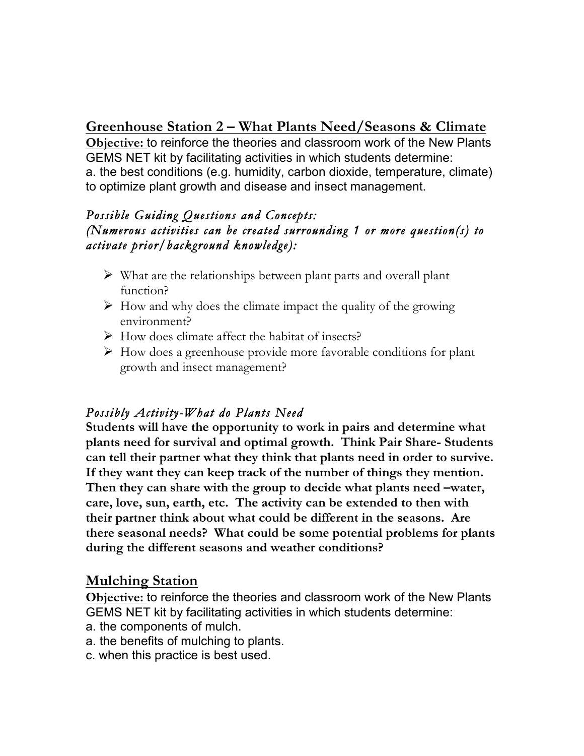## <u>Greenhouse Station 2 – What Plants Need/Seasons & Climate</u>

**<u>Objective:</u>** to reinforce the theories and classroom work of the New Plants GEMS NET kit by facilitating activities in which students determine:
a. the best conditions (e.g. humidity, carbon dioxide, temperature, climate) to optimize plant growth and disease and insect management.

*Possible Guiding Questions and Concepts:*
*(Numerous activities can be created surrounding 1 or more question(s) to activate prior/background knowledge):*

- What are the relationships between plant parts and overall plant function?
- How and why does the climate impact the quality of the growing environment?
- How does climate affect the habitat of insects?
- How does a greenhouse provide more favorable conditions for plant growth and insect management?

*Possibly Activity-What do Plants Need*

**Students will have the opportunity to work in pairs and determine what plants need for survival and optimal growth. Think Pair Share- Students can tell their partner what they think that plants need in order to survive. If they want they can keep track of the number of things they mention. Then they can share with the group to decide what plants need –water, care, love, sun, earth, etc. The activity can be extended to then with their partner think about what could be different in the seasons. Are there seasonal needs? What could be some potential problems for plants during the different seasons and weather conditions?**

## <u>Mulching Station</u>

**<u>Objective:</u>** to reinforce the theories and classroom work of the New Plants GEMS NET kit by facilitating activities in which students determine:
a. the components of mulch.
a. the benefits of mulching to plants.
c. when this practice is best used.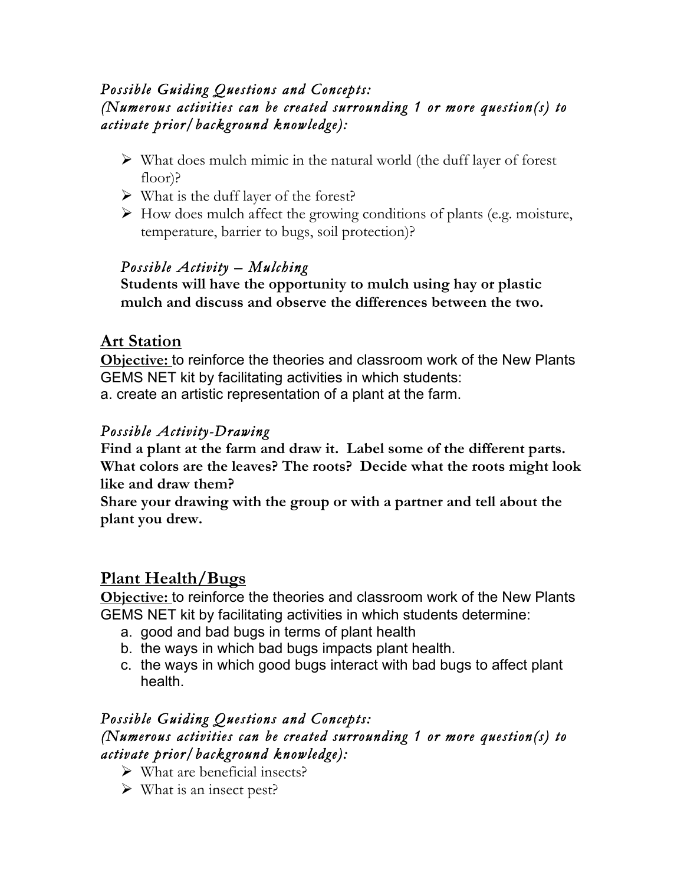*Possible Guiding Questions and Concepts:*
*(Numerous activities can be created surrounding 1 or more question(s) to activate prior/background knowledge):*

- What does mulch mimic in the natural world (the duff layer of forest floor)?
- What is the duff layer of the forest?
- How does mulch affect the growing conditions of plants (e.g. moisture, temperature, barrier to bugs, soil protection)?

*Possible Activity – Mulching*

**Students will have the opportunity to mulch using hay or plastic mulch and discuss and observe the differences between the two.**

## Art Station

**Objective:** to reinforce the theories and classroom work of the New Plants GEMS NET kit by facilitating activities in which students:
a. create an artistic representation of a plant at the farm.

*Possible Activity-Drawing*

**Find a plant at the farm and draw it. Label some of the different parts. What colors are the leaves? The roots? Decide what the roots might look like and draw them?**
**Share your drawing with the group or with a partner and tell about the plant you drew.**

## Plant Health/Bugs

**Objective:** to reinforce the theories and classroom work of the New Plants GEMS NET kit by facilitating activities in which students determine:

a. good and bad bugs in terms of plant health
b. the ways in which bad bugs impacts plant health.
c. the ways in which good bugs interact with bad bugs to affect plant health.

*Possible Guiding Questions and Concepts:*
*(Numerous activities can be created surrounding 1 or more question(s) to activate prior/background knowledge):*

- What are beneficial insects?
- What is an insect pest?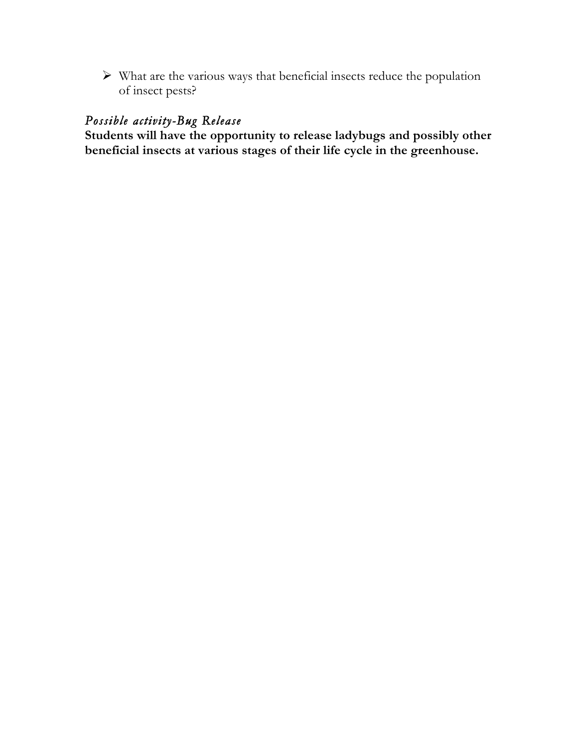- What are the various ways that beneficial insects reduce the population of insect pests?

*Possible activity-Bug Release*

**Students will have the opportunity to release ladybugs and possibly other beneficial insects at various stages of their life cycle in the greenhouse.**